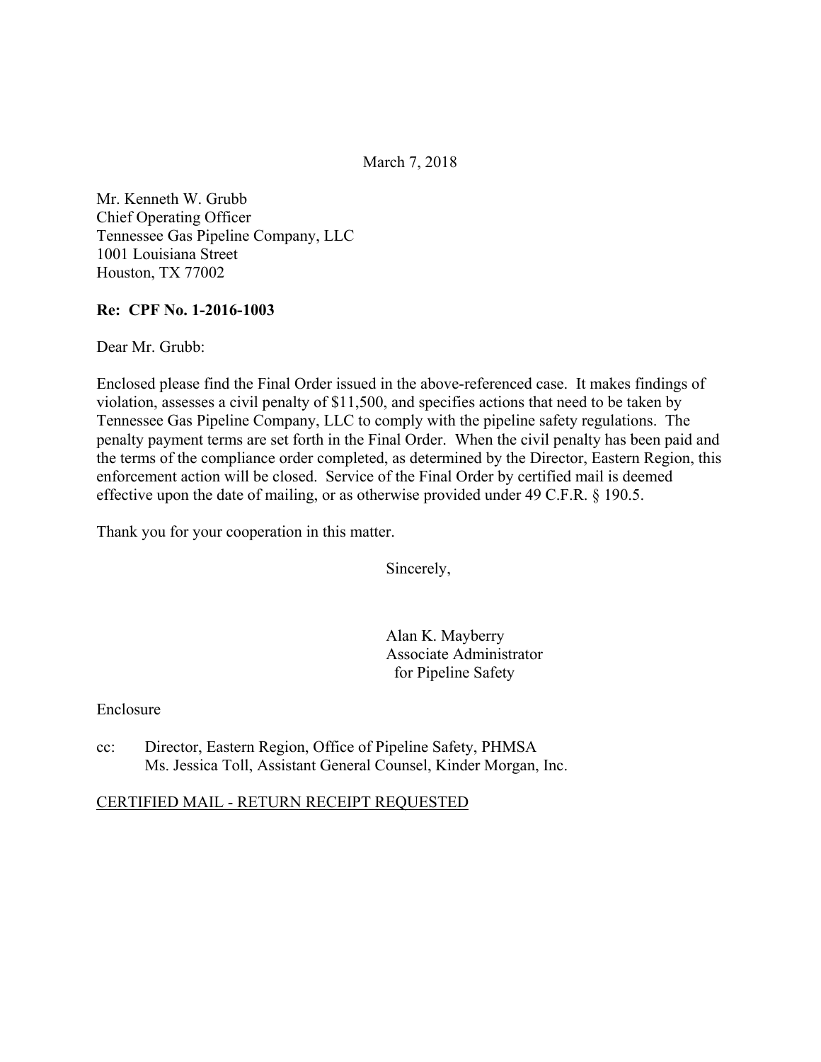March 7, 2018

Mr. Kenneth W. Grubb
Chief Operating Officer
Tennessee Gas Pipeline Company, LLC
1001 Louisiana Street
Houston, TX 77002

**Re: CPF No. 1-2016-1003**

Dear Mr. Grubb:

Enclosed please find the Final Order issued in the above-referenced case. It makes findings of violation, assesses a civil penalty of $11,500, and specifies actions that need to be taken by Tennessee Gas Pipeline Company, LLC to comply with the pipeline safety regulations. The penalty payment terms are set forth in the Final Order. When the civil penalty has been paid and the terms of the compliance order completed, as determined by the Director, Eastern Region, this enforcement action will be closed. Service of the Final Order by certified mail is deemed effective upon the date of mailing, or as otherwise provided under 49 C.F.R. § 190.5.

Thank you for your cooperation in this matter.

Sincerely,

Alan K. Mayberry
Associate Administrator
for Pipeline Safety

Enclosure

cc: Director, Eastern Region, Office of Pipeline Safety, PHMSA
Ms. Jessica Toll, Assistant General Counsel, Kinder Morgan, Inc.

CERTIFIED MAIL - RETURN RECEIPT REQUESTED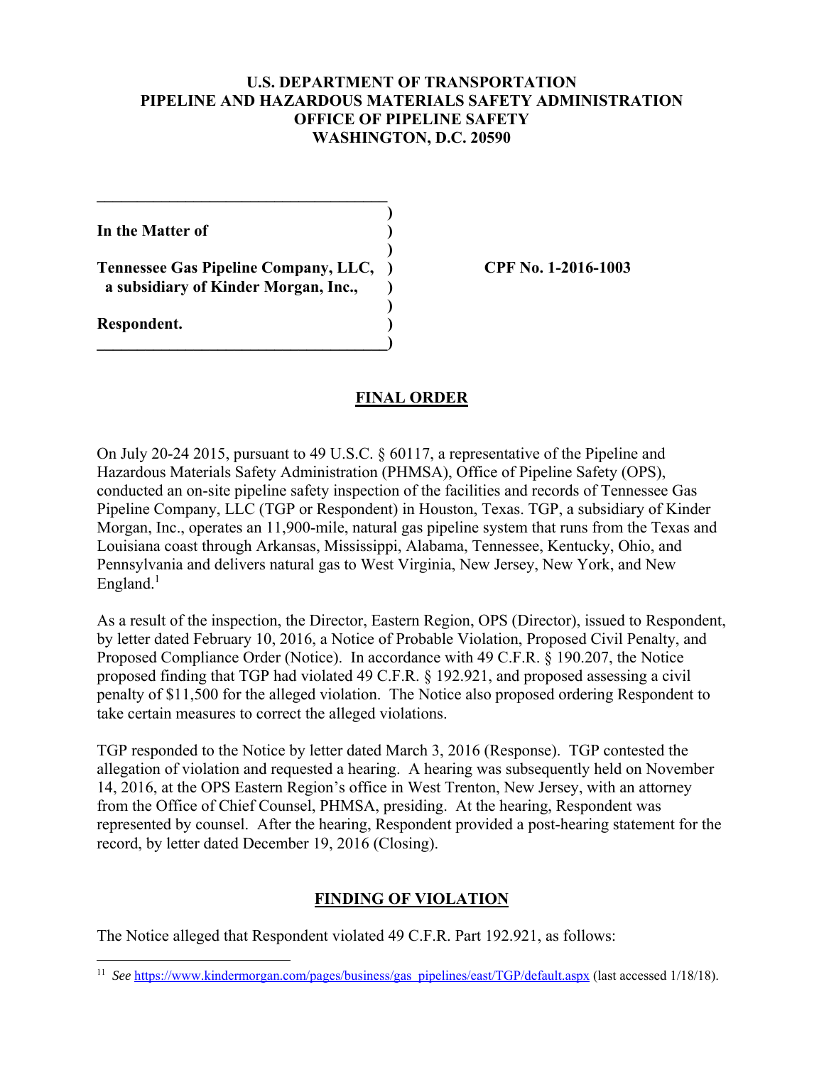U.S. DEPARTMENT OF TRANSPORTATION
PIPELINE AND HAZARDOUS MATERIALS SAFETY ADMINISTRATION
OFFICE OF PIPELINE SAFETY
WASHINGTON, D.C. 20590

In the Matter of

Tennessee Gas Pipeline Company, LLC,
a subsidiary of Kinder Morgan, Inc.,

Respondent.

CPF No. 1-2016-1003

## FINAL ORDER

On July 20-24 2015, pursuant to 49 U.S.C. § 60117, a representative of the Pipeline and Hazardous Materials Safety Administration (PHMSA), Office of Pipeline Safety (OPS), conducted an on-site pipeline safety inspection of the facilities and records of Tennessee Gas Pipeline Company, LLC (TGP or Respondent) in Houston, Texas. TGP, a subsidiary of Kinder Morgan, Inc., operates an 11,900-mile, natural gas pipeline system that runs from the Texas and Louisiana coast through Arkansas, Mississippi, Alabama, Tennessee, Kentucky, Ohio, and Pennsylvania and delivers natural gas to West Virginia, New Jersey, New York, and New England.[1]

As a result of the inspection, the Director, Eastern Region, OPS (Director), issued to Respondent, by letter dated February 10, 2016, a Notice of Probable Violation, Proposed Civil Penalty, and Proposed Compliance Order (Notice). In accordance with 49 C.F.R. § 190.207, the Notice proposed finding that TGP had violated 49 C.F.R. § 192.921, and proposed assessing a civil penalty of $11,500 for the alleged violation. The Notice also proposed ordering Respondent to take certain measures to correct the alleged violations.

TGP responded to the Notice by letter dated March 3, 2016 (Response). TGP contested the allegation of violation and requested a hearing. A hearing was subsequently held on November 14, 2016, at the OPS Eastern Region's office in West Trenton, New Jersey, with an attorney from the Office of Chief Counsel, PHMSA, presiding. At the hearing, Respondent was represented by counsel. After the hearing, Respondent provided a post-hearing statement for the record, by letter dated December 19, 2016 (Closing).

## FINDING OF VIOLATION

The Notice alleged that Respondent violated 49 C.F.R. Part 192.921, as follows:

[1] *See* https://www.kindermorgan.com/pages/business/gas_pipelines/east/TGP/default.aspx (last accessed 1/18/18).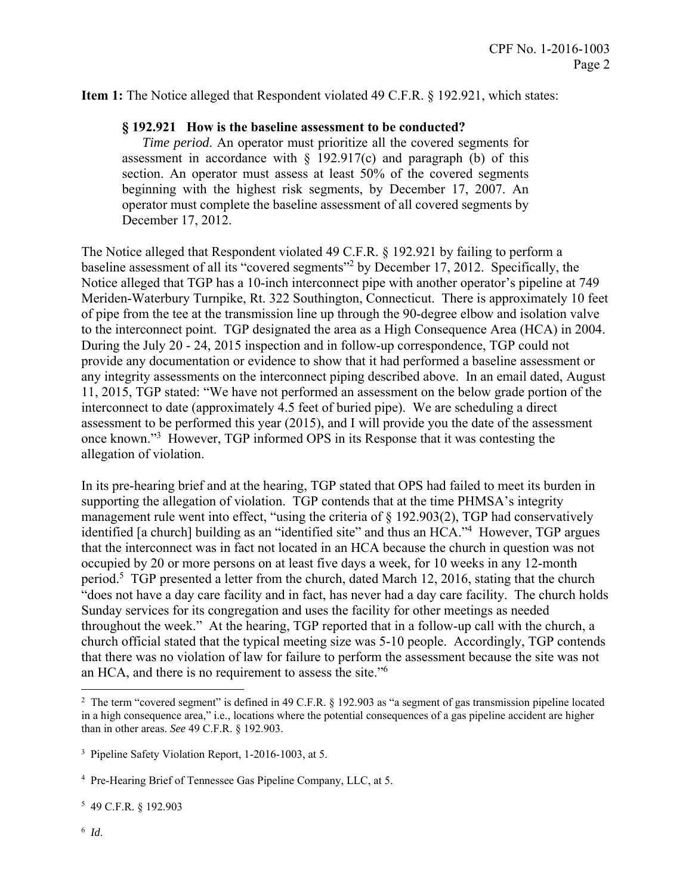**Item 1:** The Notice alleged that Respondent violated 49 C.F.R. § 192.921, which states:

> **§ 192.921 How is the baseline assessment to be conducted?**
>
> *Time period.* An operator must prioritize all the covered segments for assessment in accordance with § 192.917(c) and paragraph (b) of this section. An operator must assess at least 50% of the covered segments beginning with the highest risk segments, by December 17, 2007. An operator must complete the baseline assessment of all covered segments by December 17, 2012.

The Notice alleged that Respondent violated 49 C.F.R. § 192.921 by failing to perform a baseline assessment of all its "covered segments"[2] by December 17, 2012. Specifically, the Notice alleged that TGP has a 10-inch interconnect pipe with another operator's pipeline at 749 Meriden-Waterbury Turnpike, Rt. 322 Southington, Connecticut. There is approximately 10 feet of pipe from the tee at the transmission line up through the 90-degree elbow and isolation valve to the interconnect point. TGP designated the area as a High Consequence Area (HCA) in 2004. During the July 20 - 24, 2015 inspection and in follow-up correspondence, TGP could not provide any documentation or evidence to show that it had performed a baseline assessment or any integrity assessments on the interconnect piping described above. In an email dated, August 11, 2015, TGP stated: "We have not performed an assessment on the below grade portion of the interconnect to date (approximately 4.5 feet of buried pipe). We are scheduling a direct assessment to be performed this year (2015), and I will provide you the date of the assessment once known."[3] However, TGP informed OPS in its Response that it was contesting the allegation of violation.

In its pre-hearing brief and at the hearing, TGP stated that OPS had failed to meet its burden in supporting the allegation of violation. TGP contends that at the time PHMSA's integrity management rule went into effect, "using the criteria of § 192.903(2), TGP had conservatively identified [a church] building as an "identified site" and thus an HCA."[4] However, TGP argues that the interconnect was in fact not located in an HCA because the church in question was not occupied by 20 or more persons on at least five days a week, for 10 weeks in any 12-month period.[5] TGP presented a letter from the church, dated March 12, 2016, stating that the church "does not have a day care facility and in fact, has never had a day care facility. The church holds Sunday services for its congregation and uses the facility for other meetings as needed throughout the week." At the hearing, TGP reported that in a follow-up call with the church, a church official stated that the typical meeting size was 5-10 people. Accordingly, TGP contends that there was no violation of law for failure to perform the assessment because the site was not an HCA, and there is no requirement to assess the site."[6]

---

[2] The term "covered segment" is defined in 49 C.F.R. § 192.903 as "a segment of gas transmission pipeline located in a high consequence area," i.e., locations where the potential consequences of a gas pipeline accident are higher than in other areas. *See* 49 C.F.R. § 192.903.

[3] Pipeline Safety Violation Report, 1-2016-1003, at 5.

[4] Pre-Hearing Brief of Tennessee Gas Pipeline Company, LLC, at 5.

[5] 49 C.F.R. § 192.903

[6] *Id*.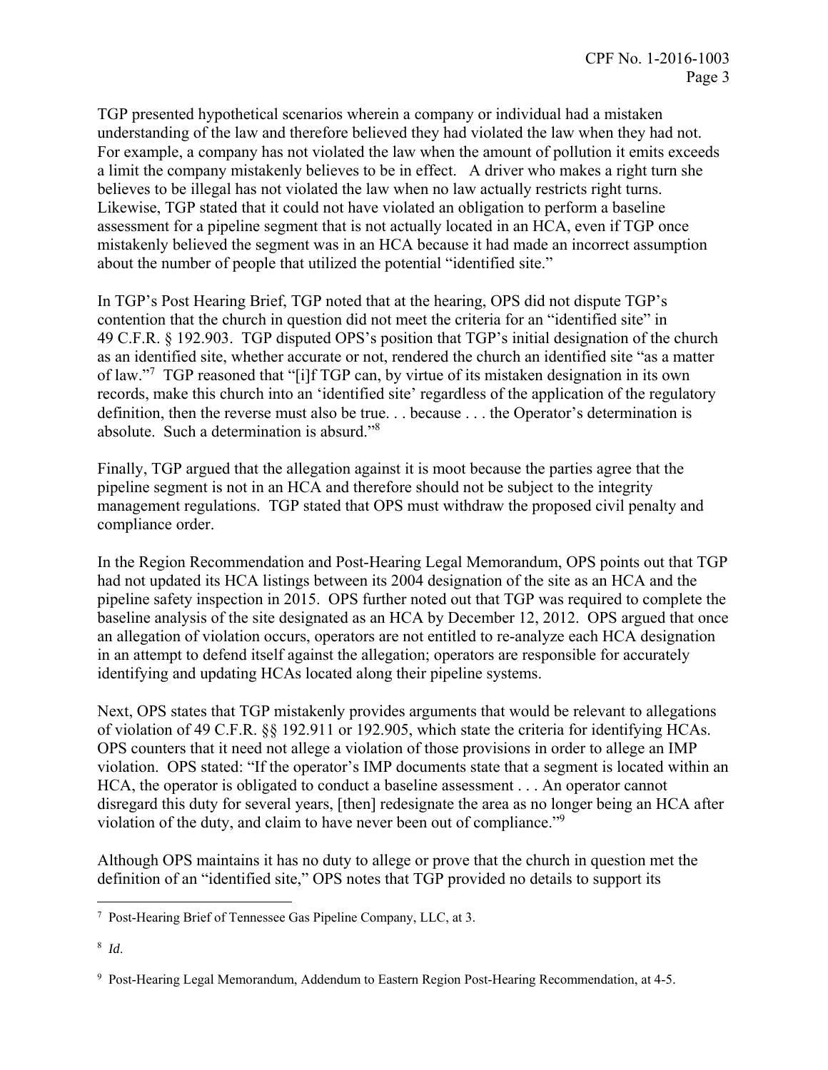TGP presented hypothetical scenarios wherein a company or individual had a mistaken understanding of the law and therefore believed they had violated the law when they had not. For example, a company has not violated the law when the amount of pollution it emits exceeds a limit the company mistakenly believes to be in effect. A driver who makes a right turn she believes to be illegal has not violated the law when no law actually restricts right turns. Likewise, TGP stated that it could not have violated an obligation to perform a baseline assessment for a pipeline segment that is not actually located in an HCA, even if TGP once mistakenly believed the segment was in an HCA because it had made an incorrect assumption about the number of people that utilized the potential "identified site."

In TGP's Post Hearing Brief, TGP noted that at the hearing, OPS did not dispute TGP's contention that the church in question did not meet the criteria for an "identified site" in 49 C.F.R. § 192.903. TGP disputed OPS's position that TGP's initial designation of the church as an identified site, whether accurate or not, rendered the church an identified site "as a matter of law."[7] TGP reasoned that "[i]f TGP can, by virtue of its mistaken designation in its own records, make this church into an 'identified site' regardless of the application of the regulatory definition, then the reverse must also be true. . . because . . . the Operator's determination is absolute. Such a determination is absurd."[8]

Finally, TGP argued that the allegation against it is moot because the parties agree that the pipeline segment is not in an HCA and therefore should not be subject to the integrity management regulations. TGP stated that OPS must withdraw the proposed civil penalty and compliance order.

In the Region Recommendation and Post-Hearing Legal Memorandum, OPS points out that TGP had not updated its HCA listings between its 2004 designation of the site as an HCA and the pipeline safety inspection in 2015. OPS further noted out that TGP was required to complete the baseline analysis of the site designated as an HCA by December 12, 2012. OPS argued that once an allegation of violation occurs, operators are not entitled to re-analyze each HCA designation in an attempt to defend itself against the allegation; operators are responsible for accurately identifying and updating HCAs located along their pipeline systems.

Next, OPS states that TGP mistakenly provides arguments that would be relevant to allegations of violation of 49 C.F.R. §§ 192.911 or 192.905, which state the criteria for identifying HCAs. OPS counters that it need not allege a violation of those provisions in order to allege an IMP violation. OPS stated: "If the operator's IMP documents state that a segment is located within an HCA, the operator is obligated to conduct a baseline assessment . . . An operator cannot disregard this duty for several years, [then] redesignate the area as no longer being an HCA after violation of the duty, and claim to have never been out of compliance."[9]

Although OPS maintains it has no duty to allege or prove that the church in question met the definition of an "identified site," OPS notes that TGP provided no details to support its

---

[7] Post-Hearing Brief of Tennessee Gas Pipeline Company, LLC, at 3.

[8] *Id*.

[9] Post-Hearing Legal Memorandum, Addendum to Eastern Region Post-Hearing Recommendation, at 4-5.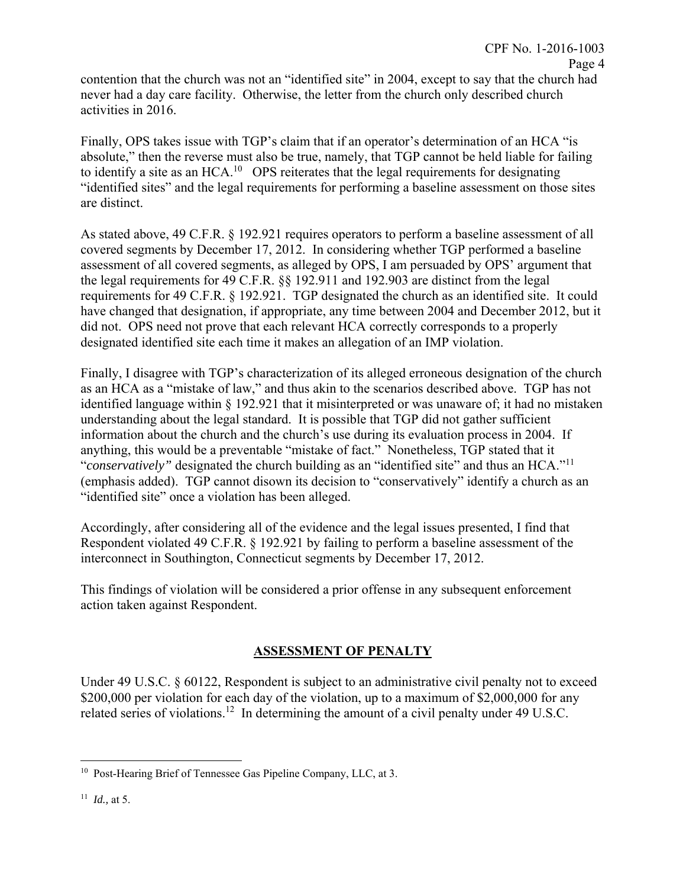contention that the church was not an "identified site" in 2004, except to say that the church had never had a day care facility. Otherwise, the letter from the church only described church activities in 2016.

Finally, OPS takes issue with TGP's claim that if an operator's determination of an HCA "is absolute," then the reverse must also be true, namely, that TGP cannot be held liable for failing to identify a site as an HCA.[10] OPS reiterates that the legal requirements for designating "identified sites" and the legal requirements for performing a baseline assessment on those sites are distinct.

As stated above, 49 C.F.R. § 192.921 requires operators to perform a baseline assessment of all covered segments by December 17, 2012. In considering whether TGP performed a baseline assessment of all covered segments, as alleged by OPS, I am persuaded by OPS' argument that the legal requirements for 49 C.F.R. §§ 192.911 and 192.903 are distinct from the legal requirements for 49 C.F.R. § 192.921. TGP designated the church as an identified site. It could have changed that designation, if appropriate, any time between 2004 and December 2012, but it did not. OPS need not prove that each relevant HCA correctly corresponds to a properly designated identified site each time it makes an allegation of an IMP violation.

Finally, I disagree with TGP's characterization of its alleged erroneous designation of the church as an HCA as a "mistake of law," and thus akin to the scenarios described above. TGP has not identified language within § 192.921 that it misinterpreted or was unaware of; it had no mistaken understanding about the legal standard. It is possible that TGP did not gather sufficient information about the church and the church's use during its evaluation process in 2004. If anything, this would be a preventable "mistake of fact." Nonetheless, TGP stated that it "*conservatively*" designated the church building as an "identified site" and thus an HCA."[11] (emphasis added). TGP cannot disown its decision to "conservatively" identify a church as an "identified site" once a violation has been alleged.

Accordingly, after considering all of the evidence and the legal issues presented, I find that Respondent violated 49 C.F.R. § 192.921 by failing to perform a baseline assessment of the interconnect in Southington, Connecticut segments by December 17, 2012.

This findings of violation will be considered a prior offense in any subsequent enforcement action taken against Respondent.

## ASSESSMENT OF PENALTY

Under 49 U.S.C. § 60122, Respondent is subject to an administrative civil penalty not to exceed $200,000 per violation for each day of the violation, up to a maximum of $2,000,000 for any related series of violations.[12] In determining the amount of a civil penalty under 49 U.S.C.

---

[10] Post-Hearing Brief of Tennessee Gas Pipeline Company, LLC, at 3.

[11] *Id.,* at 5.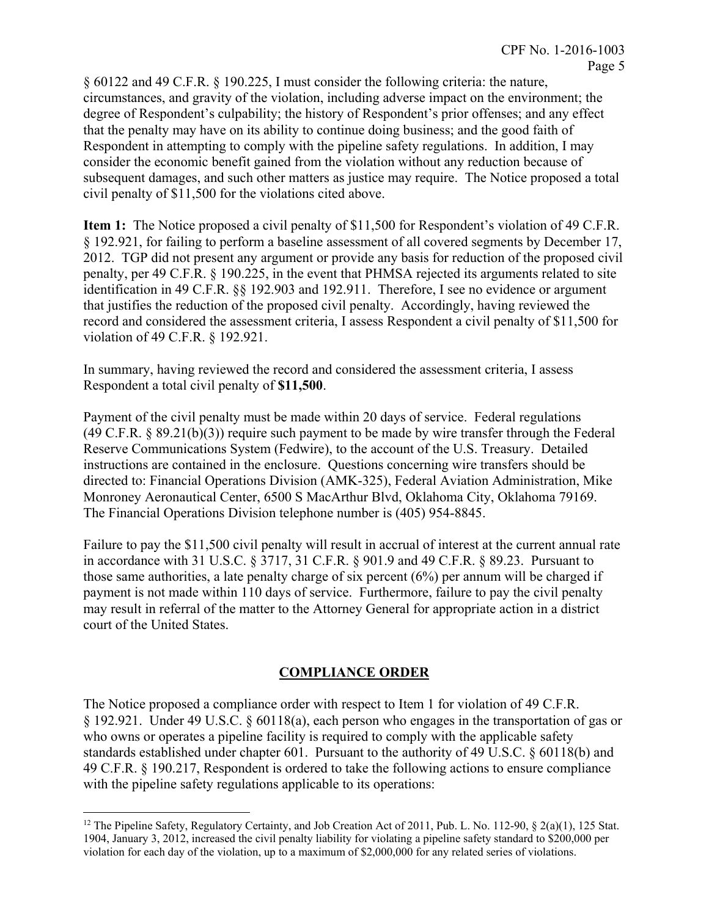§ 60122 and 49 C.F.R. § 190.225, I must consider the following criteria: the nature, circumstances, and gravity of the violation, including adverse impact on the environment; the degree of Respondent's culpability; the history of Respondent's prior offenses; and any effect that the penalty may have on its ability to continue doing business; and the good faith of Respondent in attempting to comply with the pipeline safety regulations. In addition, I may consider the economic benefit gained from the violation without any reduction because of subsequent damages, and such other matters as justice may require. The Notice proposed a total civil penalty of $11,500 for the violations cited above.

**Item 1:** The Notice proposed a civil penalty of $11,500 for Respondent's violation of 49 C.F.R. § 192.921, for failing to perform a baseline assessment of all covered segments by December 17, 2012. TGP did not present any argument or provide any basis for reduction of the proposed civil penalty, per 49 C.F.R. § 190.225, in the event that PHMSA rejected its arguments related to site identification in 49 C.F.R. §§ 192.903 and 192.911. Therefore, I see no evidence or argument that justifies the reduction of the proposed civil penalty. Accordingly, having reviewed the record and considered the assessment criteria, I assess Respondent a civil penalty of $11,500 for violation of 49 C.F.R. § 192.921.

In summary, having reviewed the record and considered the assessment criteria, I assess Respondent a total civil penalty of **$11,500**.

Payment of the civil penalty must be made within 20 days of service. Federal regulations (49 C.F.R. § 89.21(b)(3)) require such payment to be made by wire transfer through the Federal Reserve Communications System (Fedwire), to the account of the U.S. Treasury. Detailed instructions are contained in the enclosure. Questions concerning wire transfers should be directed to: Financial Operations Division (AMK-325), Federal Aviation Administration, Mike Monroney Aeronautical Center, 6500 S MacArthur Blvd, Oklahoma City, Oklahoma 79169. The Financial Operations Division telephone number is (405) 954-8845.

Failure to pay the $11,500 civil penalty will result in accrual of interest at the current annual rate in accordance with 31 U.S.C. § 3717, 31 C.F.R. § 901.9 and 49 C.F.R. § 89.23. Pursuant to those same authorities, a late penalty charge of six percent (6%) per annum will be charged if payment is not made within 110 days of service. Furthermore, failure to pay the civil penalty may result in referral of the matter to the Attorney General for appropriate action in a district court of the United States.

## COMPLIANCE ORDER

The Notice proposed a compliance order with respect to Item 1 for violation of 49 C.F.R. § 192.921. Under 49 U.S.C. § 60118(a), each person who engages in the transportation of gas or who owns or operates a pipeline facility is required to comply with the applicable safety standards established under chapter 601. Pursuant to the authority of 49 U.S.C. § 60118(b) and 49 C.F.R. § 190.217, Respondent is ordered to take the following actions to ensure compliance with the pipeline safety regulations applicable to its operations:

---

[12] The Pipeline Safety, Regulatory Certainty, and Job Creation Act of 2011, Pub. L. No. 112-90, § 2(a)(1), 125 Stat. 1904, January 3, 2012, increased the civil penalty liability for violating a pipeline safety standard to $200,000 per violation for each day of the violation, up to a maximum of $2,000,000 for any related series of violations.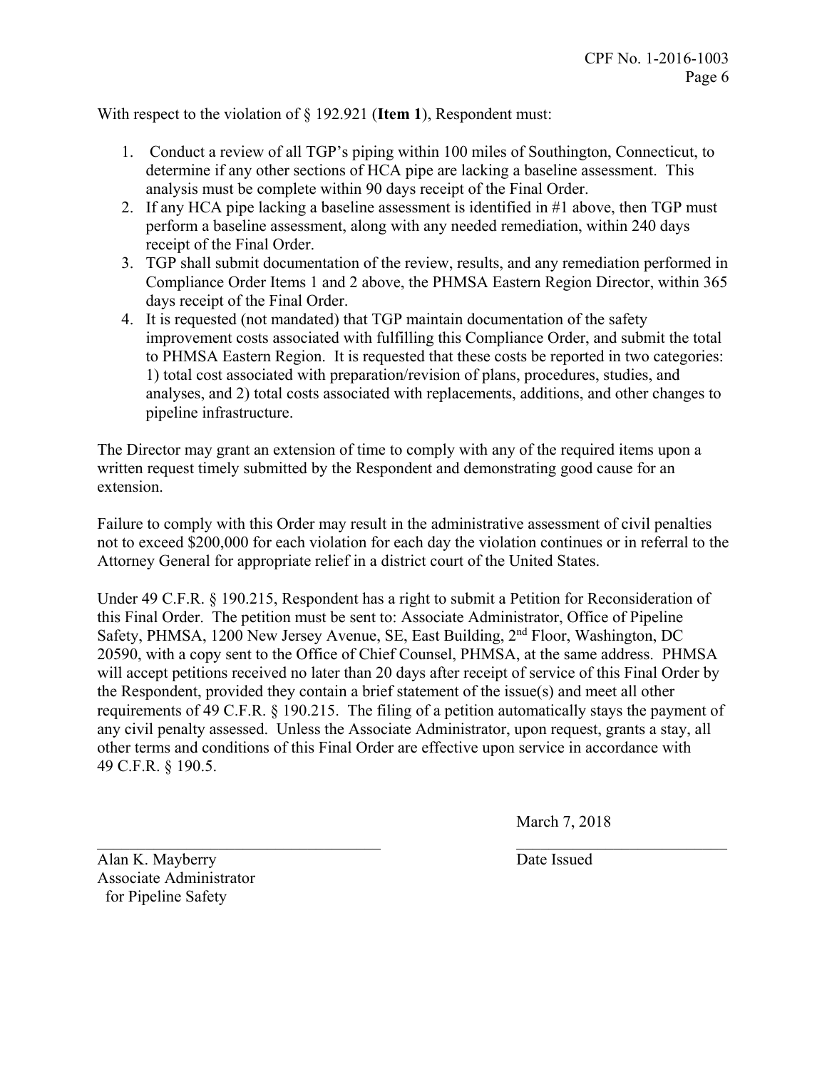With respect to the violation of § 192.921 (**Item 1**), Respondent must:

1. Conduct a review of all TGP's piping within 100 miles of Southington, Connecticut, to determine if any other sections of HCA pipe are lacking a baseline assessment. This analysis must be complete within 90 days receipt of the Final Order.
2. If any HCA pipe lacking a baseline assessment is identified in #1 above, then TGP must perform a baseline assessment, along with any needed remediation, within 240 days receipt of the Final Order.
3. TGP shall submit documentation of the review, results, and any remediation performed in Compliance Order Items 1 and 2 above, the PHMSA Eastern Region Director, within 365 days receipt of the Final Order.
4. It is requested (not mandated) that TGP maintain documentation of the safety improvement costs associated with fulfilling this Compliance Order, and submit the total to PHMSA Eastern Region. It is requested that these costs be reported in two categories: 1) total cost associated with preparation/revision of plans, procedures, studies, and analyses, and 2) total costs associated with replacements, additions, and other changes to pipeline infrastructure.

The Director may grant an extension of time to comply with any of the required items upon a written request timely submitted by the Respondent and demonstrating good cause for an extension.

Failure to comply with this Order may result in the administrative assessment of civil penalties not to exceed $200,000 for each violation for each day the violation continues or in referral to the Attorney General for appropriate relief in a district court of the United States.

Under 49 C.F.R. § 190.215, Respondent has a right to submit a Petition for Reconsideration of this Final Order. The petition must be sent to: Associate Administrator, Office of Pipeline Safety, PHMSA, 1200 New Jersey Avenue, SE, East Building, 2nd Floor, Washington, DC 20590, with a copy sent to the Office of Chief Counsel, PHMSA, at the same address. PHMSA will accept petitions received no later than 20 days after receipt of service of this Final Order by the Respondent, provided they contain a brief statement of the issue(s) and meet all other requirements of 49 C.F.R. § 190.215. The filing of a petition automatically stays the payment of any civil penalty assessed. Unless the Associate Administrator, upon request, grants a stay, all other terms and conditions of this Final Order are effective upon service in accordance with 49 C.F.R. § 190.5.

March 7, 2018

\_\_\_\_\_\_\_\_\_\_\_\_\_\_\_\_\_\_\_\_\_\_\_\_\_\_\_\_\_\_\_\_\_\_ \_\_\_\_\_\_\_\_\_\_\_\_\_\_\_\_\_\_\_\_\_\_\_\_\_\_

Alan K. Mayberry
Associate Administrator
for Pipeline Safety

Date Issued